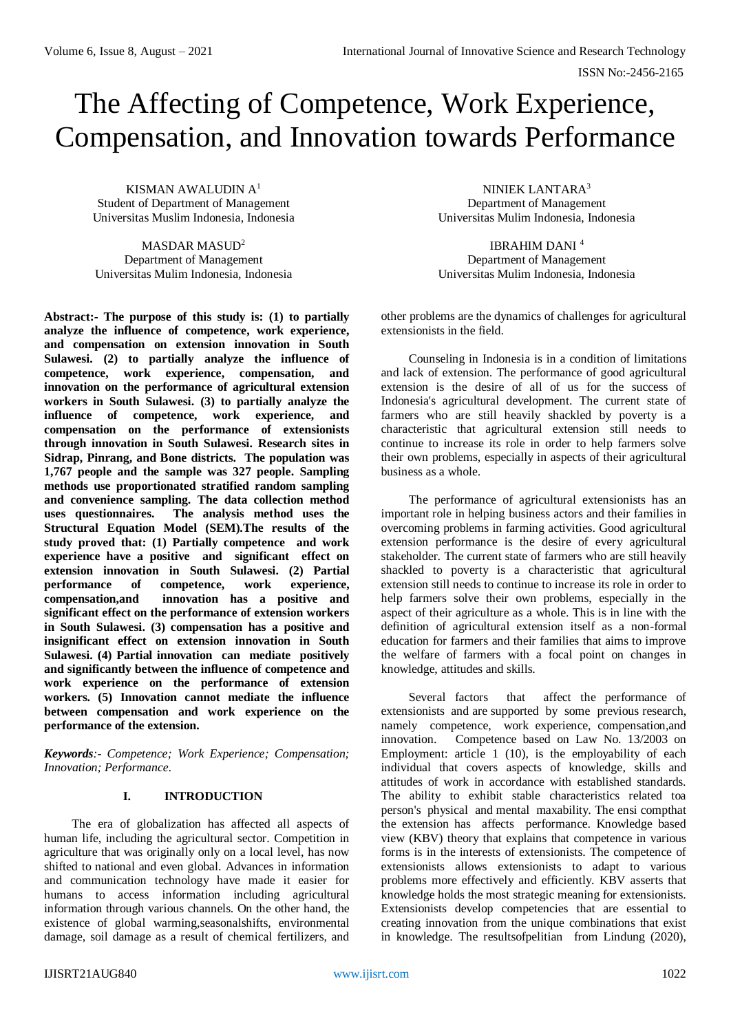# The Affecting of Competence, Work Experience, Compensation, and Innovation towards Performance

KISMAN AWALUDIN A[1]
Student of Department of Management
Universitas Muslim Indonesia, Indonesia

MASDAR MASUD[2]
Department of Management
Universitas Mulim Indonesia, Indonesia

NINIEK LANTARA[3]
Department of Management
Universitas Mulim Indonesia, Indonesia

IBRAHIM DANI [4]
Department of Management
Universitas Mulim Indonesia, Indonesia

**Abstract:- The purpose of this study is: (1) to partially analyze the influence of competence, work experience, and compensation on extension innovation in South Sulawesi. (2) to partially analyze the influence of competence, work experience, compensation, and innovation on the performance of agricultural extension workers in South Sulawesi. (3) to partially analyze the influence of competence, work experience, and compensation on the performance of extensionists through innovation in South Sulawesi. Research sites in Sidrap, Pinrang, and Bone districts. The population was 1,767 people and the sample was 327 people. Sampling methods use proportionated stratified random sampling and convenience sampling. The data collection method uses questionnaires. The analysis method uses the Structural Equation Model (SEM).The results of the study proved that: (1) Partially competence and work experience have a positive and significant effect on extension innovation in South Sulawesi. (2) Partial performance of competence, work experience, compensation,and innovation has a positive and significant effect on the performance of extension workers in South Sulawesi. (3) compensation has a positive and insignificant effect on extension innovation in South Sulawesi. (4) Partial innovation can mediate positively and significantly between the influence of competence and work experience on the performance of extension workers. (5) Innovation cannot mediate the influence between compensation and work experience on the performance of the extension.**

***Keywords**:- Competence; Work Experience; Compensation; Innovation; Performance.*

## I. INTRODUCTION

The era of globalization has affected all aspects of human life, including the agricultural sector. Competition in agriculture that was originally only on a local level, has now shifted to national and even global. Advances in information and communication technology have made it easier for humans to access information including agricultural information through various channels. On the other hand, the existence of global warming,seasonalshifts, environmental damage, soil damage as a result of chemical fertilizers, and other problems are the dynamics of challenges for agricultural extensionists in the field.

Counseling in Indonesia is in a condition of limitations and lack of extension. The performance of good agricultural extension is the desire of all of us for the success of Indonesia's agricultural development. The current state of farmers who are still heavily shackled by poverty is a characteristic that agricultural extension still needs to continue to increase its role in order to help farmers solve their own problems, especially in aspects of their agricultural business as a whole.

The performance of agricultural extensionists has an important role in helping business actors and their families in overcoming problems in farming activities. Good agricultural extension performance is the desire of every agricultural stakeholder. The current state of farmers who are still heavily shackled to poverty is a characteristic that agricultural extension still needs to continue to increase its role in order to help farmers solve their own problems, especially in the aspect of their agriculture as a whole. This is in line with the definition of agricultural extension itself as a non-formal education for farmers and their families that aims to improve the welfare of farmers with a focal point on changes in knowledge, attitudes and skills.

Several factors that affect the performance of extensionists and are supported by some previous research, namely competence, work experience, compensation,and innovation. Competence based on Law No. 13/2003 on Employment: article 1 (10), is the employability of each individual that covers aspects of knowledge, skills and attitudes of work in accordance with established standards. The ability to exhibit stable characteristics related toa person's physical and mental maxability. The ensi compthat the extension has affects performance. Knowledge based view (KBV) theory that explains that competence in various forms is in the interests of extensionists. The competence of extensionists allows extensionists to adapt to various problems more effectively and efficiently. KBV asserts that knowledge holds the most strategic meaning for extensionists. Extensionists develop competencies that are essential to creating innovation from the unique combinations that exist in knowledge. The resultsofpelitian from Lindung (2020),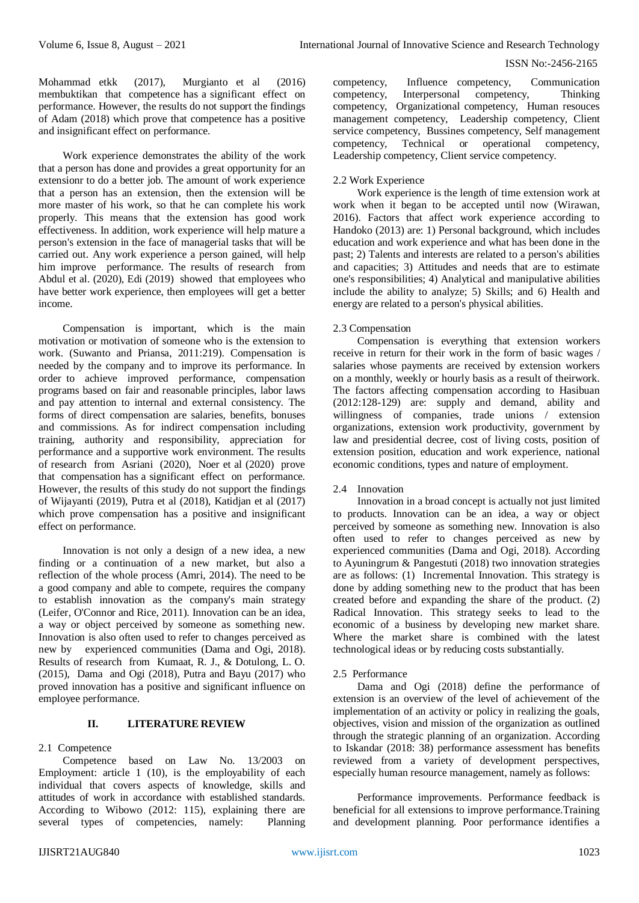Mohammad etkk (2017), Murgianto et al (2016) membuktikan that competence has a significant effect on performance. However, the results do not support the findings of Adam (2018) which prove that competence has a positive and insignificant effect on performance.

Work experience demonstrates the ability of the work that a person has done and provides a great opportunity for an extensionr to do a better job. The amount of work experience that a person has an extension, then the extension will be more master of his work, so that he can complete his work properly. This means that the extension has good work effectiveness. In addition, work experience will help mature a person's extension in the face of managerial tasks that will be carried out. Any work experience a person gained, will help him improve performance. The results of research from Abdul et al. (2020), Edi (2019) showed that employees who have better work experience, then employees will get a better income.

Compensation is important, which is the main motivation or motivation of someone who is the extension to work. (Suwanto and Priansa, 2011:219). Compensation is needed by the company and to improve its performance. In order to achieve improved performance, compensation programs based on fair and reasonable principles, labor laws and pay attention to internal and external consistency. The forms of direct compensation are salaries, benefits, bonuses and commissions. As for indirect compensation including training, authority and responsibility, appreciation for performance and a supportive work environment. The results of research from Asriani (2020), Noer et al (2020) prove that compensation has a significant effect on performance. However, the results of this study do not support the findings of Wijayanti (2019), Putra et al (2018), Katidjan et al (2017) which prove compensation has a positive and insignificant effect on performance.

Innovation is not only a design of a new idea, a new finding or a continuation of a new market, but also a reflection of the whole process (Amri, 2014). The need to be a good company and able to compete, requires the company to establish innovation as the company's main strategy (Leifer, O'Connor and Rice, 2011). Innovation can be an idea, a way or object perceived by someone as something new. Innovation is also often used to refer to changes perceived as new by experienced communities (Dama and Ogi, 2018). Results of research from Kumaat, R. J., & Dotulong, L. O. (2015), Dama and Ogi (2018), Putra and Bayu (2017) who proved innovation has a positive and significant influence on employee performance.

## II. LITERATURE REVIEW

### 2.1 Competence

Competence based on Law No. 13/2003 on Employment: article 1 (10), is the employability of each individual that covers aspects of knowledge, skills and attitudes of work in accordance with established standards. According to Wibowo (2012: 115), explaining there are several types of competencies, namely: Planning competency, Influence competency, Communication competency, Interpersonal competency, Thinking competency, Organizational competency, Human resouces management competency, Leadership competency, Client service competency, Bussines competency, Self management competency, Technical or operational competency, Leadership competency, Client service competency.

### 2.2 Work Experience

Work experience is the length of time extension work at work when it began to be accepted until now (Wirawan, 2016). Factors that affect work experience according to Handoko (2013) are: 1) Personal background, which includes education and work experience and what has been done in the past; 2) Talents and interests are related to a person's abilities and capacities; 3) Attitudes and needs that are to estimate one's responsibilities; 4) Analytical and manipulative abilities include the ability to analyze; 5) Skills; and 6) Health and energy are related to a person's physical abilities.

### 2.3 Compensation

Compensation is everything that extension workers receive in return for their work in the form of basic wages / salaries whose payments are received by extension workers on a monthly, weekly or hourly basis as a result of theirwork. The factors affecting compensation according to Hasibuan (2012:128-129) are: supply and demand, ability and willingness of companies, trade unions / extension organizations, extension work productivity, government by law and presidential decree, cost of living costs, position of extension position, education and work experience, national economic conditions, types and nature of employment.

### 2.4 Innovation

Innovation in a broad concept is actually not just limited to products. Innovation can be an idea, a way or object perceived by someone as something new. Innovation is also often used to refer to changes perceived as new by experienced communities (Dama and Ogi, 2018). According to Ayuningrum & Pangestuti (2018) two innovation strategies are as follows: (1) Incremental Innovation. This strategy is done by adding something new to the product that has been created before and expanding the share of the product. (2) Radical Innovation. This strategy seeks to lead to the economic of a business by developing new market share. Where the market share is combined with the latest technological ideas or by reducing costs substantially.

### 2.5 Performance

Dama and Ogi (2018) define the performance of extension is an overview of the level of achievement of the implementation of an activity or policy in realizing the goals, objectives, vision and mission of the organization as outlined through the strategic planning of an organization. According to Iskandar (2018: 38) performance assessment has benefits reviewed from a variety of development perspectives, especially human resource management, namely as follows:

Performance improvements. Performance feedback is beneficial for all extensions to improve performance.Training and development planning. Poor performance identifies a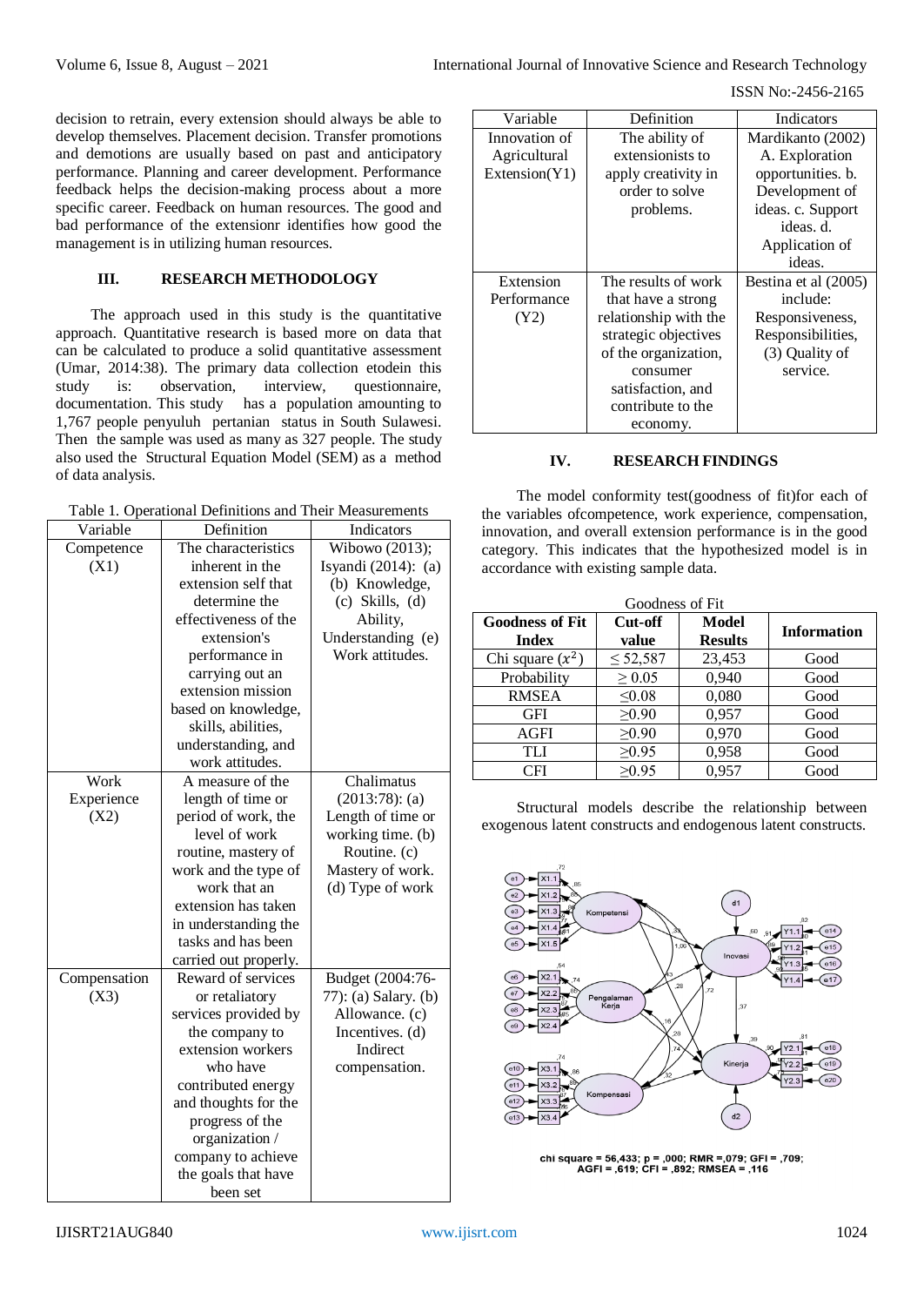decision to retrain, every extension should always be able to develop themselves. Placement decision. Transfer promotions and demotions are usually based on past and anticipatory performance. Planning and career development. Performance feedback helps the decision-making process about a more specific career. Feedback on human resources. The good and bad performance of the extensionr identifies how good the management is in utilizing human resources.

## III. RESEARCH METHODOLOGY

The approach used in this study is the quantitative approach. Quantitative research is based more on data that can be calculated to produce a solid quantitative assessment (Umar, 2014:38). The primary data collection etodein this study is: observation, interview, questionnaire, documentation. This study has a population amounting to 1,767 people penyuluh pertanian status in South Sulawesi. Then the sample was used as many as 327 people. The study also used the Structural Equation Model (SEM) as a method of data analysis.

Table 1. Operational Definitions and Their Measurements

| Variable | Definition | Indicators |
|---|---|---|
| Competence (X1) | The characteristics inherent in the extension self that determine the effectiveness of the extension's performance in carrying out an extension mission based on knowledge, skills, abilities, understanding, and work attitudes. | Wibowo (2013); Isyandi (2014): (a) (b) Knowledge, (c) Skills, (d) Ability, Understanding (e) Work attitudes. |
| Work Experience (X2) | A measure of the length of time or period of work, the level of work routine, mastery of work and the type of work that an extension has taken in understanding the tasks and has been carried out properly. | Chalimatus (2013:78): (a) Length of time or working time. (b) Routine. (c) Mastery of work. (d) Type of work |
| Compensation (X3) | Reward of services or retaliatory services provided by the company to extension workers who have contributed energy and thoughts for the progress of the organization / company to achieve the goals that have been set | Budget (2004:76-77): (a) Salary. (b) Allowance. (c) Incentives. (d) Indirect compensation. |
| Innovation of Agricultural Extension(Y1) | The ability of extensionists to apply creativity in order to solve problems. | Mardikanto (2002) A. Exploration opportunities. b. Development of ideas. c. Support ideas. d. Application of ideas. |
| Extension Performance (Y2) | The results of work that have a strong relationship with the strategic objectives of the organization, consumer satisfaction, and contribute to the economy. | Bestina et al (2005) include: Responsiveness, Responsibilities, (3) Quality of service. |

## IV. RESEARCH FINDINGS

The model conformity test(goodness of fit)for each of the variables ofcompetence, work experience, compensation, innovation, and overall extension performance is in the good category. This indicates that the hypothesized model is in accordance with existing sample data.

Goodness of Fit

| Goodness of Fit Index | Cut-off value | Model Results | Information |
|---|---|---|---|
| Chi square ($x^2$) | ≤ 52,587 | 23,453 | Good |
| Probability | ≥ 0.05 | 0,940 | Good |
| RMSEA | ≤0.08 | 0,080 | Good |
| GFI | ≥0.90 | 0,957 | Good |
| AGFI | ≥0.90 | 0,970 | Good |
| TLI | ≥0.95 | 0,958 | Good |
| CFI | ≥0.95 | 0,957 | Good |

Structural models describe the relationship between exogenous latent constructs and endogenous latent constructs.

chi square = 56,433; p = ,000; RMR =,079; GFI = ,709; AGFI = ,619; CFI = ,892; RMSEA = ,116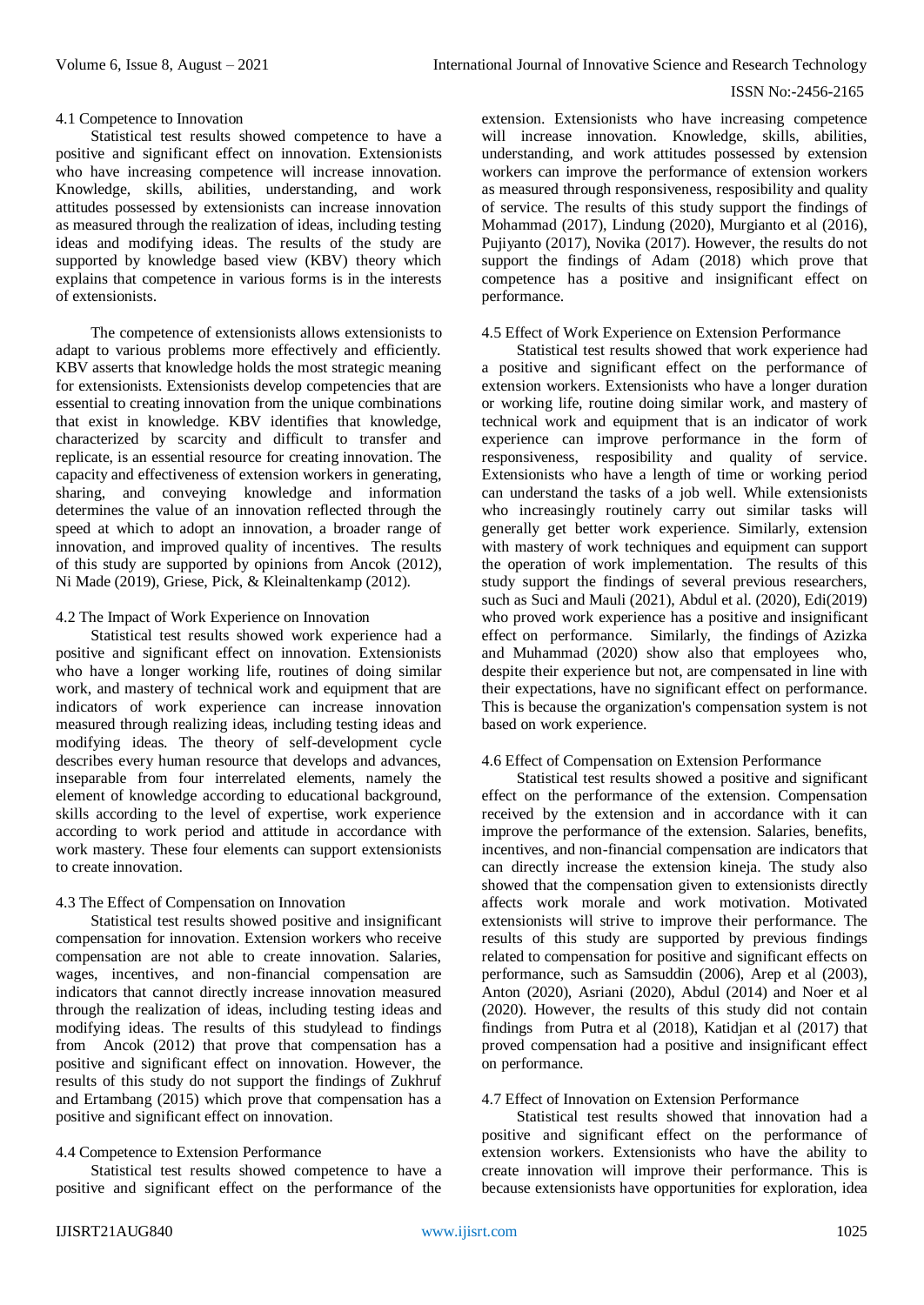### 4.1 Competence to Innovation

Statistical test results showed competence to have a positive and significant effect on innovation. Extensionists who have increasing competence will increase innovation. Knowledge, skills, abilities, understanding, and work attitudes possessed by extensionists can increase innovation as measured through the realization of ideas, including testing ideas and modifying ideas. The results of the study are supported by knowledge based view (KBV) theory which explains that competence in various forms is in the interests of extensionists.

The competence of extensionists allows extensionists to adapt to various problems more effectively and efficiently. KBV asserts that knowledge holds the most strategic meaning for extensionists. Extensionists develop competencies that are essential to creating innovation from the unique combinations that exist in knowledge. KBV identifies that knowledge, characterized by scarcity and difficult to transfer and replicate, is an essential resource for creating innovation. The capacity and effectiveness of extension workers in generating, sharing, and conveying knowledge and information determines the value of an innovation reflected through the speed at which to adopt an innovation, a broader range of innovation, and improved quality of incentives. The results of this study are supported by opinions from Ancok (2012), Ni Made (2019), Griese, Pick, & Kleinaltenkamp (2012).

### 4.2 The Impact of Work Experience on Innovation

Statistical test results showed work experience had a positive and significant effect on innovation. Extensionists who have a longer working life, routines of doing similar work, and mastery of technical work and equipment that are indicators of work experience can increase innovation measured through realizing ideas, including testing ideas and modifying ideas. The theory of self-development cycle describes every human resource that develops and advances, inseparable from four interrelated elements, namely the element of knowledge according to educational background, skills according to the level of expertise, work experience according to work period and attitude in accordance with work mastery. These four elements can support extensionists to create innovation.

### 4.3 The Effect of Compensation on Innovation

Statistical test results showed positive and insignificant compensation for innovation. Extension workers who receive compensation are not able to create innovation. Salaries, wages, incentives, and non-financial compensation are indicators that cannot directly increase innovation measured through the realization of ideas, including testing ideas and modifying ideas. The results of this studylead to findings from Ancok (2012) that prove that compensation has a positive and significant effect on innovation. However, the results of this study do not support the findings of Zukhruf and Ertambang (2015) which prove that compensation has a positive and significant effect on innovation.

### 4.4 Competence to Extension Performance

Statistical test results showed competence to have a positive and significant effect on the performance of the extension. Extensionists who have increasing competence will increase innovation. Knowledge, skills, abilities, understanding, and work attitudes possessed by extension workers can improve the performance of extension workers as measured through responsiveness, resposibility and quality of service. The results of this study support the findings of Mohammad (2017), Lindung (2020), Murgianto et al (2016), Pujiyanto (2017), Novika (2017). However, the results do not support the findings of Adam (2018) which prove that competence has a positive and insignificant effect on performance.

### 4.5 Effect of Work Experience on Extension Performance

Statistical test results showed that work experience had a positive and significant effect on the performance of extension workers. Extensionists who have a longer duration or working life, routine doing similar work, and mastery of technical work and equipment that is an indicator of work experience can improve performance in the form of responsiveness, resposibility and quality of service. Extensionists who have a length of time or working period can understand the tasks of a job well. While extensionists who increasingly routinely carry out similar tasks will generally get better work experience. Similarly, extension with mastery of work techniques and equipment can support the operation of work implementation. The results of this study support the findings of several previous researchers, such as Suci and Mauli (2021), Abdul et al. (2020), Edi(2019) who proved work experience has a positive and insignificant effect on performance. Similarly, the findings of Azizka and Muhammad (2020) show also that employees who, despite their experience but not, are compensated in line with their expectations, have no significant effect on performance. This is because the organization's compensation system is not based on work experience.

### 4.6 Effect of Compensation on Extension Performance

Statistical test results showed a positive and significant effect on the performance of the extension. Compensation received by the extension and in accordance with it can improve the performance of the extension. Salaries, benefits, incentives, and non-financial compensation are indicators that can directly increase the extension kineja. The study also showed that the compensation given to extensionists directly affects work morale and work motivation. Motivated extensionists will strive to improve their performance. The results of this study are supported by previous findings related to compensation for positive and significant effects on performance, such as Samsuddin (2006), Arep et al (2003), Anton (2020), Asriani (2020), Abdul (2014) and Noer et al (2020). However, the results of this study did not contain findings from Putra et al (2018), Katidjan et al (2017) that proved compensation had a positive and insignificant effect on performance.

### 4.7 Effect of Innovation on Extension Performance

Statistical test results showed that innovation had a positive and significant effect on the performance of extension workers. Extensionists who have the ability to create innovation will improve their performance. This is because extensionists have opportunities for exploration, idea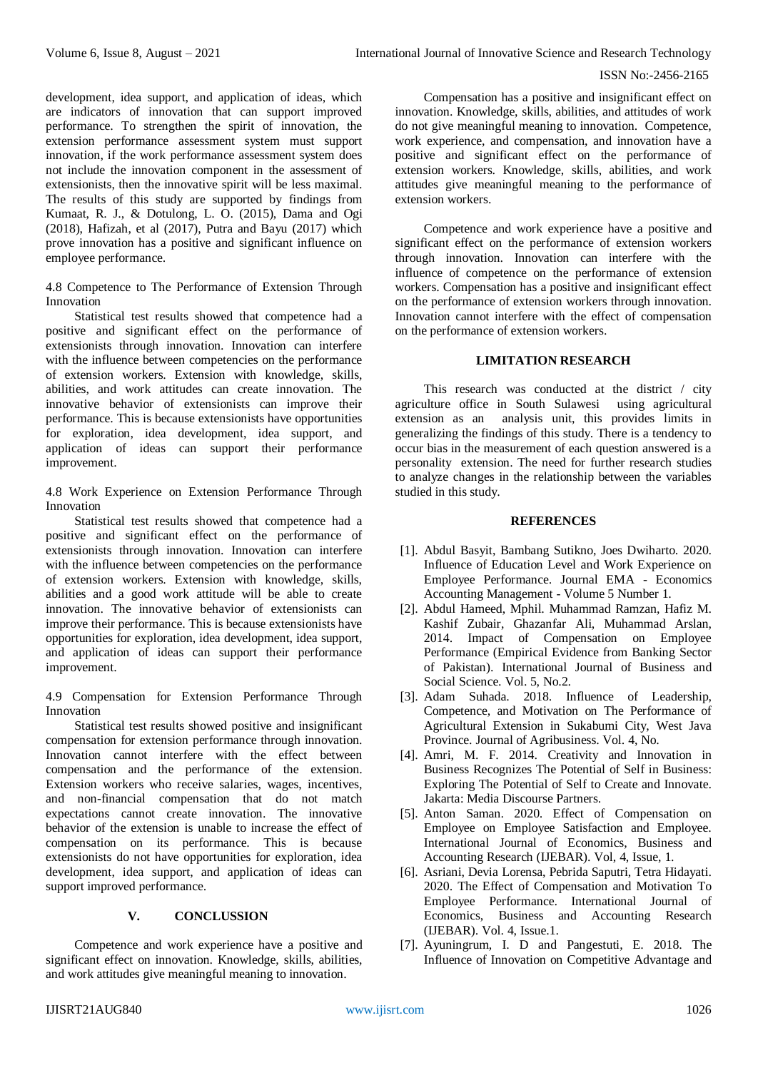development, idea support, and application of ideas, which are indicators of innovation that can support improved performance. To strengthen the spirit of innovation, the extension performance assessment system must support innovation, if the work performance assessment system does not include the innovation component in the assessment of extensionists, then the innovative spirit will be less maximal. The results of this study are supported by findings from Kumaat, R. J., & Dotulong, L. O. (2015), Dama and Ogi (2018), Hafizah, et al (2017), Putra and Bayu (2017) which prove innovation has a positive and significant influence on employee performance.

### 4.8 Competence to The Performance of Extension Through Innovation

Statistical test results showed that competence had a positive and significant effect on the performance of extensionists through innovation. Innovation can interfere with the influence between competencies on the performance of extension workers. Extension with knowledge, skills, abilities, and work attitudes can create innovation. The innovative behavior of extensionists can improve their performance. This is because extensionists have opportunities for exploration, idea development, idea support, and application of ideas can support their performance improvement.

### 4.8 Work Experience on Extension Performance Through Innovation

Statistical test results showed that competence had a positive and significant effect on the performance of extensionists through innovation. Innovation can interfere with the influence between competencies on the performance of extension workers. Extension with knowledge, skills, abilities and a good work attitude will be able to create innovation. The innovative behavior of extensionists can improve their performance. This is because extensionists have opportunities for exploration, idea development, idea support, and application of ideas can support their performance improvement.

### 4.9 Compensation for Extension Performance Through Innovation

Statistical test results showed positive and insignificant compensation for extension performance through innovation. Innovation cannot interfere with the effect between compensation and the performance of the extension. Extension workers who receive salaries, wages, incentives, and non-financial compensation that do not match expectations cannot create innovation. The innovative behavior of the extension is unable to increase the effect of compensation on its performance. This is because extensionists do not have opportunities for exploration, idea development, idea support, and application of ideas can support improved performance.

## V. CONCLUSSION

Competence and work experience have a positive and significant effect on innovation. Knowledge, skills, abilities, and work attitudes give meaningful meaning to innovation.

Compensation has a positive and insignificant effect on innovation. Knowledge, skills, abilities, and attitudes of work do not give meaningful meaning to innovation. Competence, work experience, and compensation, and innovation have a positive and significant effect on the performance of extension workers. Knowledge, skills, abilities, and work attitudes give meaningful meaning to the performance of extension workers.

Competence and work experience have a positive and significant effect on the performance of extension workers through innovation. Innovation can interfere with the influence of competence on the performance of extension workers. Compensation has a positive and insignificant effect on the performance of extension workers through innovation. Innovation cannot interfere with the effect of compensation on the performance of extension workers.

## LIMITATION RESEARCH

This research was conducted at the district / city agriculture office in South Sulawesi using agricultural extension as an analysis unit, this provides limits in generalizing the findings of this study. There is a tendency to occur bias in the measurement of each question answered is a personality extension. The need for further research studies to analyze changes in the relationship between the variables studied in this study.

## REFERENCES

[1]. Abdul Basyit, Bambang Sutikno, Joes Dwiharto. 2020. Influence of Education Level and Work Experience on Employee Performance. Journal EMA - Economics Accounting Management - Volume 5 Number 1.

[2]. Abdul Hameed, Mphil. Muhammad Ramzan, Hafiz M. Kashif Zubair, Ghazanfar Ali, Muhammad Arslan, 2014. Impact of Compensation on Employee Performance (Empirical Evidence from Banking Sector of Pakistan). International Journal of Business and Social Science. Vol. 5, No.2.

[3]. Adam Suhada. 2018. Influence of Leadership, Competence, and Motivation on The Performance of Agricultural Extension in Sukabumi City, West Java Province. Journal of Agribusiness. Vol. 4, No.

[4]. Amri, M. F. 2014. Creativity and Innovation in Business Recognizes The Potential of Self in Business: Exploring The Potential of Self to Create and Innovate. Jakarta: Media Discourse Partners.

[5]. Anton Saman. 2020. Effect of Compensation on Employee on Employee Satisfaction and Employee. International Journal of Economics, Business and Accounting Research (IJEBAR). Vol, 4, Issue, 1.

[6]. Asriani, Devia Lorensa, Pebrida Saputri, Tetra Hidayati. 2020. The Effect of Compensation and Motivation To Employee Performance. International Journal of Economics, Business and Accounting Research (IJEBAR). Vol. 4, Issue.1.

[7]. Ayuningrum, I. D and Pangestuti, E. 2018. The Influence of Innovation on Competitive Advantage and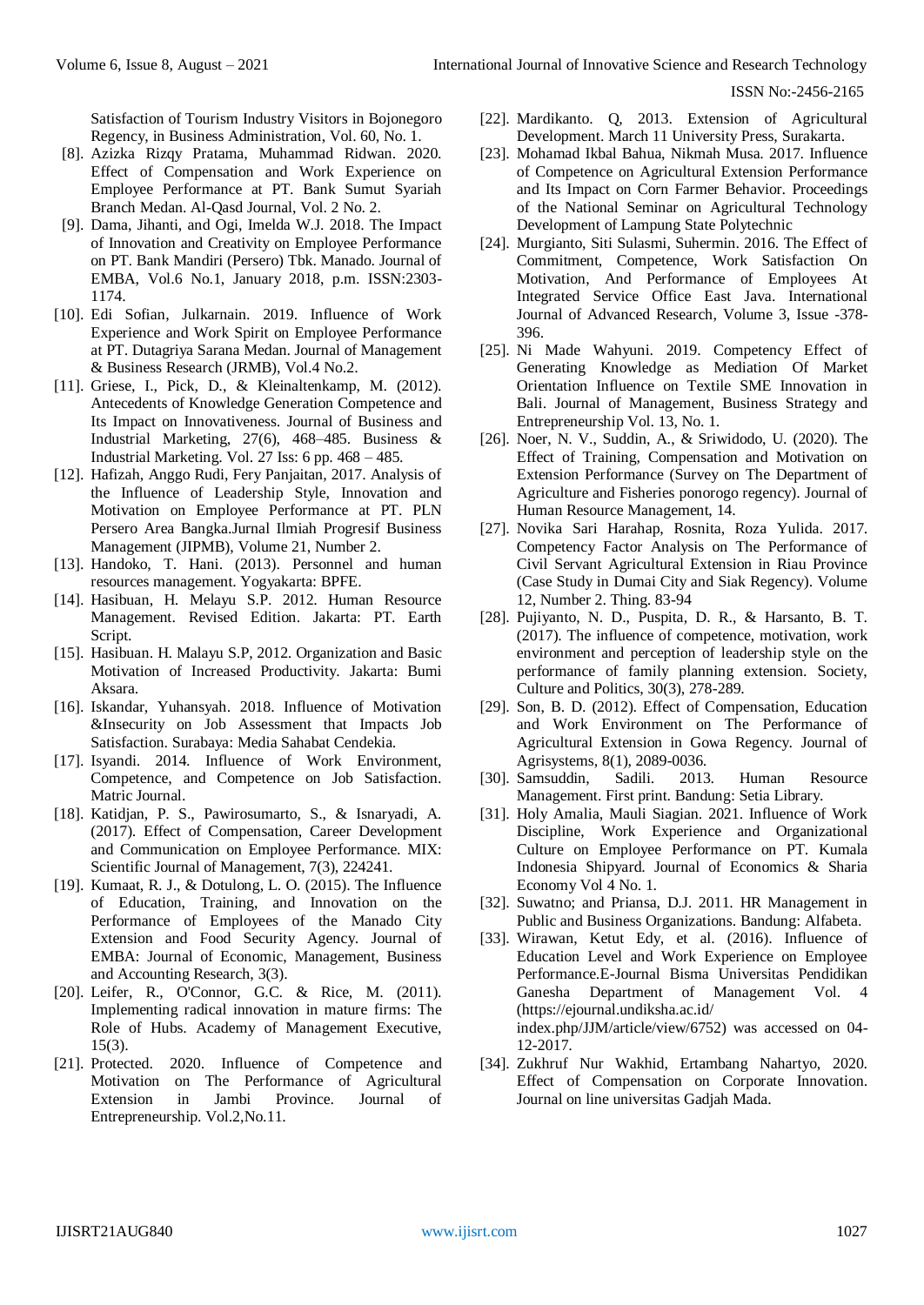Satisfaction of Tourism Industry Visitors in Bojonegoro Regency, in Business Administration, Vol. 60, No. 1.

[8]. Azizka Rizqy Pratama, Muhammad Ridwan. 2020. Effect of Compensation and Work Experience on Employee Performance at PT. Bank Sumut Syariah Branch Medan. Al-Qasd Journal, Vol. 2 No. 2.

[9]. Dama, Jihanti, and Ogi, Imelda W.J. 2018. The Impact of Innovation and Creativity on Employee Performance on PT. Bank Mandiri (Persero) Tbk. Manado. Journal of EMBA, Vol.6 No.1, January 2018, p.m. ISSN:2303-1174.

[10]. Edi Sofian, Julkarnain. 2019. Influence of Work Experience and Work Spirit on Employee Performance at PT. Dutagriya Sarana Medan. Journal of Management & Business Research (JRMB), Vol.4 No.2.

[11]. Griese, I., Pick, D., & Kleinaltenkamp, M. (2012). Antecedents of Knowledge Generation Competence and Its Impact on Innovativeness. Journal of Business and Industrial Marketing, 27(6), 468–485. Business & Industrial Marketing. Vol. 27 Iss: 6 pp. 468 – 485.

[12]. Hafizah, Anggo Rudi, Fery Panjaitan, 2017. Analysis of the Influence of Leadership Style, Innovation and Motivation on Employee Performance at PT. PLN Persero Area Bangka.Jurnal Ilmiah Progresif Business Management (JIPMB), Volume 21, Number 2.

[13]. Handoko, T. Hani. (2013). Personnel and human resources management. Yogyakarta: BPFE.

[14]. Hasibuan, H. Melayu S.P. 2012. Human Resource Management. Revised Edition. Jakarta: PT. Earth Script.

[15]. Hasibuan. H. Malayu S.P, 2012. Organization and Basic Motivation of Increased Productivity. Jakarta: Bumi Aksara.

[16]. Iskandar, Yuhansyah. 2018. Influence of Motivation &Insecurity on Job Assessment that Impacts Job Satisfaction. Surabaya: Media Sahabat Cendekia.

[17]. Isyandi. 2014. Influence of Work Environment, Competence, and Competence on Job Satisfaction. Matric Journal.

[18]. Katidjan, P. S., Pawirosumarto, S., & Isnaryadi, A. (2017). Effect of Compensation, Career Development and Communication on Employee Performance. MIX: Scientific Journal of Management, 7(3), 224241.

[19]. Kumaat, R. J., & Dotulong, L. O. (2015). The Influence of Education, Training, and Innovation on the Performance of Employees of the Manado City Extension and Food Security Agency. Journal of EMBA: Journal of Economic, Management, Business and Accounting Research, 3(3).

[20]. Leifer, R., O'Connor, G.C. & Rice, M. (2011). Implementing radical innovation in mature firms: The Role of Hubs. Academy of Management Executive, 15(3).

[21]. Protected. 2020. Influence of Competence and Motivation on The Performance of Agricultural Extension in Jambi Province. Journal of Entrepreneurship. Vol.2,No.11.

[22]. Mardikanto. Q, 2013. Extension of Agricultural Development. March 11 University Press, Surakarta.

[23]. Mohamad Ikbal Bahua, Nikmah Musa. 2017. Influence of Competence on Agricultural Extension Performance and Its Impact on Corn Farmer Behavior. Proceedings of the National Seminar on Agricultural Technology Development of Lampung State Polytechnic

[24]. Murgianto, Siti Sulasmi, Suhermin. 2016. The Effect of Commitment, Competence, Work Satisfaction On Motivation, And Performance of Employees At Integrated Service Office East Java. International Journal of Advanced Research, Volume 3, Issue -378-396.

[25]. Ni Made Wahyuni. 2019. Competency Effect of Generating Knowledge as Mediation Of Market Orientation Influence on Textile SME Innovation in Bali. Journal of Management, Business Strategy and Entrepreneurship Vol. 13, No. 1.

[26]. Noer, N. V., Suddin, A., & Sriwidodo, U. (2020). The Effect of Training, Compensation and Motivation on Extension Performance (Survey on The Department of Agriculture and Fisheries ponorogo regency). Journal of Human Resource Management, 14.

[27]. Novika Sari Harahap, Rosnita, Roza Yulida. 2017. Competency Factor Analysis on The Performance of Civil Servant Agricultural Extension in Riau Province (Case Study in Dumai City and Siak Regency). Volume 12, Number 2. Thing. 83-94

[28]. Pujiyanto, N. D., Puspita, D. R., & Harsanto, B. T. (2017). The influence of competence, motivation, work environment and perception of leadership style on the performance of family planning extension. Society, Culture and Politics, 30(3), 278-289.

[29]. Son, B. D. (2012). Effect of Compensation, Education and Work Environment on The Performance of Agricultural Extension in Gowa Regency. Journal of Agrisystems, 8(1), 2089-0036.

[30]. Samsuddin, Sadili. 2013. Human Resource Management. First print. Bandung: Setia Library.

[31]. Holy Amalia, Mauli Siagian. 2021. Influence of Work Discipline, Work Experience and Organizational Culture on Employee Performance on PT. Kumala Indonesia Shipyard. Journal of Economics & Sharia Economy Vol 4 No. 1.

[32]. Suwatno; and Priansa, D.J. 2011. HR Management in Public and Business Organizations. Bandung: Alfabeta.

[33]. Wirawan, Ketut Edy, et al. (2016). Influence of Education Level and Work Experience on Employee Performance.E-Journal Bisma Universitas Pendidikan Ganesha Department of Management Vol. 4 (https://ejournal.undiksha.ac.id/index.php/JJM/article/view/6752) was accessed on 04-12-2017.

[34]. Zukhruf Nur Wakhid, Ertambang Nahartyo, 2020. Effect of Compensation on Corporate Innovation. Journal on line universitas Gadjah Mada.